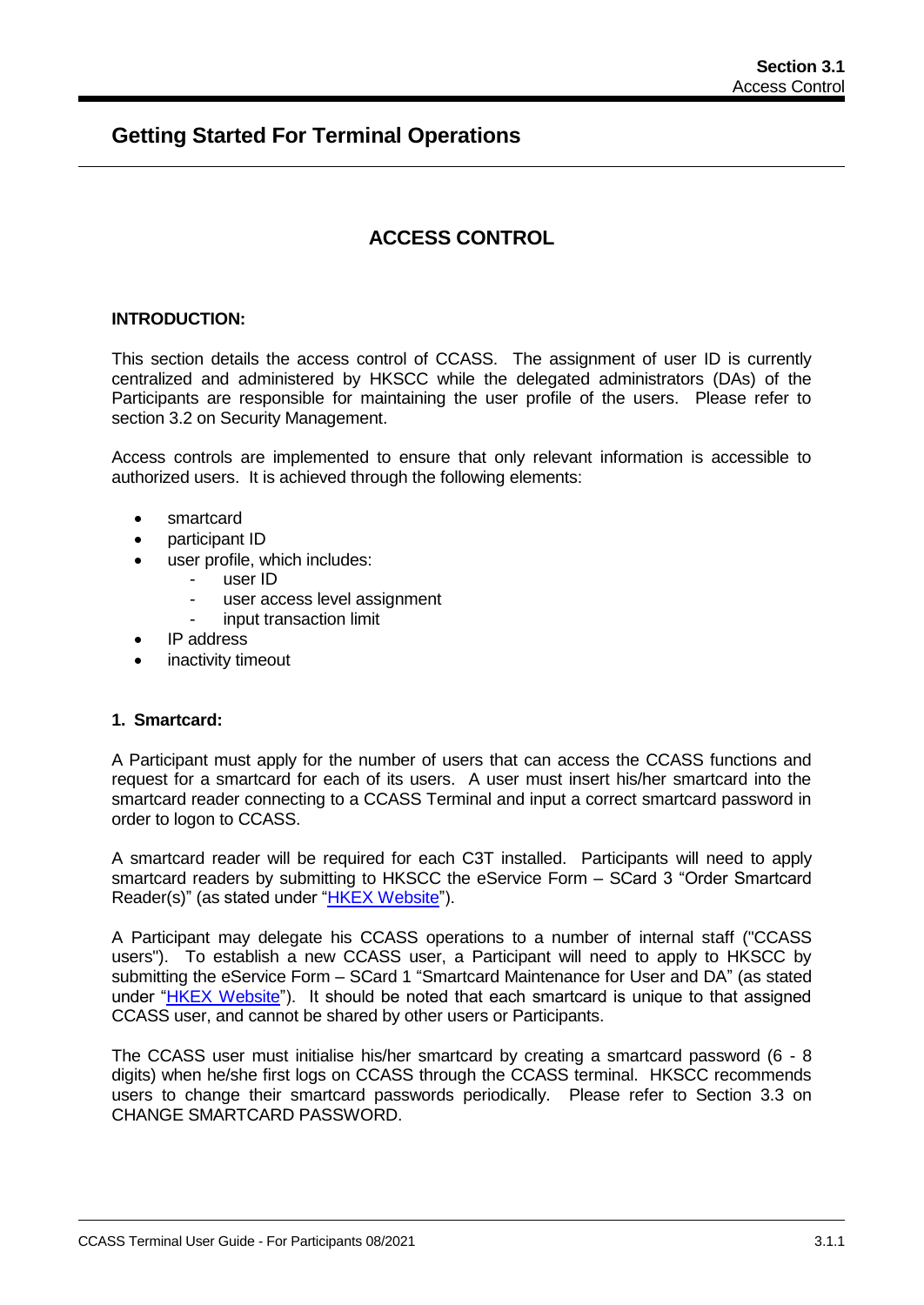# Getting Started For Terminal Operations

## ACCESS CONTROL

**INTRODUCTION:**

This section details the access control of CCASS. The assignment of user ID is currently centralized and administered by HKSCC while the delegated administrators (DAs) of the Participants are responsible for maintaining the user profile of the users. Please refer to section 3.2 on Security Management.

Access controls are implemented to ensure that only relevant information is accessible to authorized users. It is achieved through the following elements:

- smartcard
- participant ID
- user profile, which includes:
    - user ID
    - user access level assignment
    - input transaction limit
- IP address
- inactivity timeout

**1. Smartcard:**

A Participant must apply for the number of users that can access the CCASS functions and request for a smartcard for each of its users. A user must insert his/her smartcard into the smartcard reader connecting to a CCASS Terminal and input a correct smartcard password in order to logon to CCASS.

A smartcard reader will be required for each C3T installed. Participants will need to apply smartcard readers by submitting to HKSCC the eService Form – SCard 3 "Order Smartcard Reader(s)" (as stated under "HKEX Website").

A Participant may delegate his CCASS operations to a number of internal staff ("CCASS users"). To establish a new CCASS user, a Participant will need to apply to HKSCC by submitting the eService Form – SCard 1 "Smartcard Maintenance for User and DA" (as stated under "HKEX Website"). It should be noted that each smartcard is unique to that assigned CCASS user, and cannot be shared by other users or Participants.

The CCASS user must initialise his/her smartcard by creating a smartcard password (6 - 8 digits) when he/she first logs on CCASS through the CCASS terminal. HKSCC recommends users to change their smartcard passwords periodically. Please refer to Section 3.3 on CHANGE SMARTCARD PASSWORD.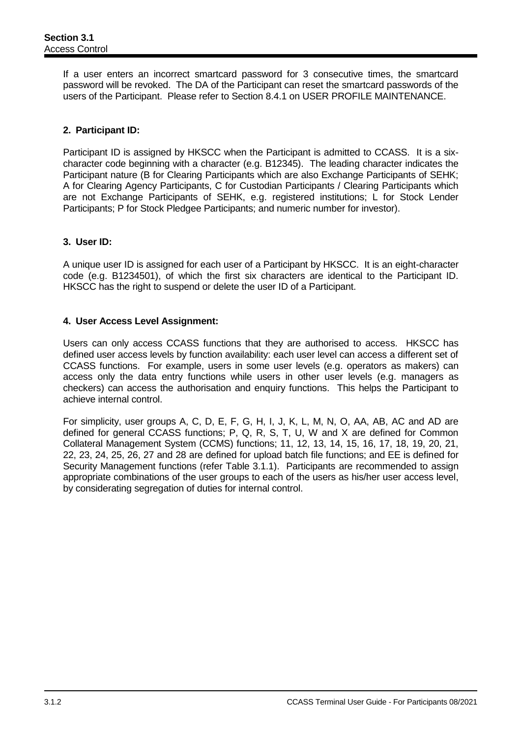If a user enters an incorrect smartcard password for 3 consecutive times, the smartcard password will be revoked. The DA of the Participant can reset the smartcard passwords of the users of the Participant. Please refer to Section 8.4.1 on USER PROFILE MAINTENANCE.

**2. Participant ID:**

Participant ID is assigned by HKSCC when the Participant is admitted to CCASS. It is a six-character code beginning with a character (e.g. B12345). The leading character indicates the Participant nature (B for Clearing Participants which are also Exchange Participants of SEHK; A for Clearing Agency Participants, C for Custodian Participants / Clearing Participants which are not Exchange Participants of SEHK, e.g. registered institutions; L for Stock Lender Participants; P for Stock Pledgee Participants; and numeric number for investor).

**3. User ID:**

A unique user ID is assigned for each user of a Participant by HKSCC. It is an eight-character code (e.g. B1234501), of which the first six characters are identical to the Participant ID. HKSCC has the right to suspend or delete the user ID of a Participant.

**4. User Access Level Assignment:**

Users can only access CCASS functions that they are authorised to access. HKSCC has defined user access levels by function availability: each user level can access a different set of CCASS functions. For example, users in some user levels (e.g. operators as makers) can access only the data entry functions while users in other user levels (e.g. managers as checkers) can access the authorisation and enquiry functions. This helps the Participant to achieve internal control.

For simplicity, user groups A, C, D, E, F, G, H, I, J, K, L, M, N, O, AA, AB, AC and AD are defined for general CCASS functions; P, Q, R, S, T, U, W and X are defined for Common Collateral Management System (CCMS) functions; 11, 12, 13, 14, 15, 16, 17, 18, 19, 20, 21, 22, 23, 24, 25, 26, 27 and 28 are defined for upload batch file functions; and EE is defined for Security Management functions (refer Table 3.1.1). Participants are recommended to assign appropriate combinations of the user groups to each of the users as his/her user access level, by considerating segregation of duties for internal control.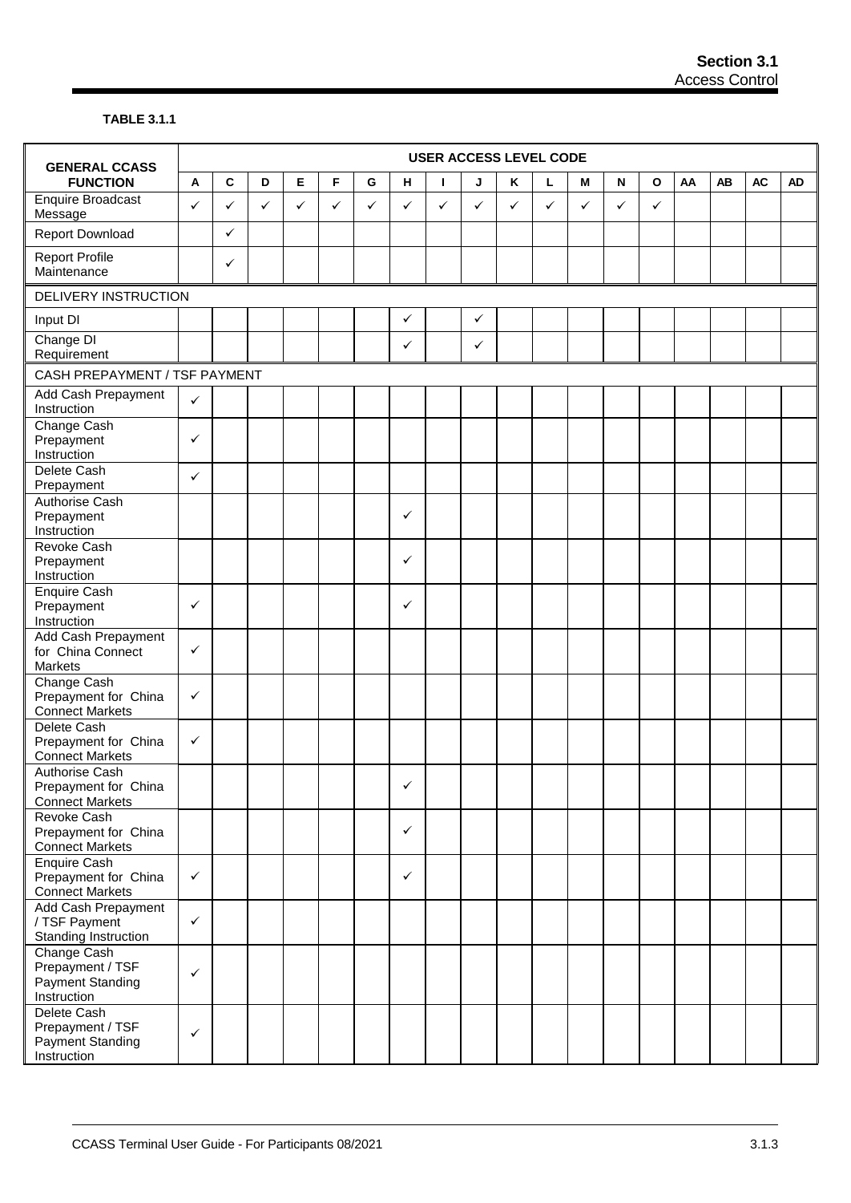**TABLE 3.1.1**

| GENERAL CCASS FUNCTION | USER ACCESS LEVEL CODE | | | | | | | | | | | | | | | | | |
|---|---|---|---|---|---|---|---|---|---|---|---|---|---|---|---|---|---|---|
| | A | C | D | E | F | G | H | I | J | K | L | M | N | O | AA | AB | AC | AD |
| Enquire Broadcast Message | ✓ | ✓ | ✓ | ✓ | ✓ | ✓ | ✓ | ✓ | ✓ | ✓ | ✓ | ✓ | ✓ | ✓ | | | | |
| Report Download | | ✓ | | | | | | | | | | | | | | | | |
| Report Profile Maintenance | | ✓ | | | | | | | | | | | | | | | | |
| DELIVERY INSTRUCTION | | | | | | | | | | | | | | | | | | |
| Input DI | | | | | | | ✓ | | ✓ | | | | | | | | | |
| Change DI Requirement | | | | | | | ✓ | | ✓ | | | | | | | | | |
| CASH PREPAYMENT / TSF PAYMENT | | | | | | | | | | | | | | | | | | |
| Add Cash Prepayment Instruction | ✓ | | | | | | | | | | | | | | | | | |
| Change Cash Prepayment Instruction | ✓ | | | | | | | | | | | | | | | | | |
| Delete Cash Prepayment | ✓ | | | | | | | | | | | | | | | | | |
| Authorise Cash Prepayment Instruction | | | | | | | ✓ | | | | | | | | | | | |
| Revoke Cash Prepayment Instruction | | | | | | | ✓ | | | | | | | | | | | |
| Enquire Cash Prepayment Instruction | ✓ | | | | | | ✓ | | | | | | | | | | | |
| Add Cash Prepayment for China Connect Markets | ✓ | | | | | | | | | | | | | | | | | |
| Change Cash Prepayment for China Connect Markets | ✓ | | | | | | | | | | | | | | | | | |
| Delete Cash Prepayment for China Connect Markets | ✓ | | | | | | | | | | | | | | | | | |
| Authorise Cash Prepayment for China Connect Markets | | | | | | | ✓ | | | | | | | | | | | |
| Revoke Cash Prepayment for China Connect Markets | | | | | | | ✓ | | | | | | | | | | | |
| Enquire Cash Prepayment for China Connect Markets | ✓ | | | | | | ✓ | | | | | | | | | | | |
| Add Cash Prepayment / TSF Payment Standing Instruction | ✓ | | | | | | | | | | | | | | | | | |
| Change Cash Prepayment / TSF Payment Standing Instruction | ✓ | | | | | | | | | | | | | | | | | |
| Delete Cash Prepayment / TSF Payment Standing Instruction | ✓ | | | | | | | | | | | | | | | | | |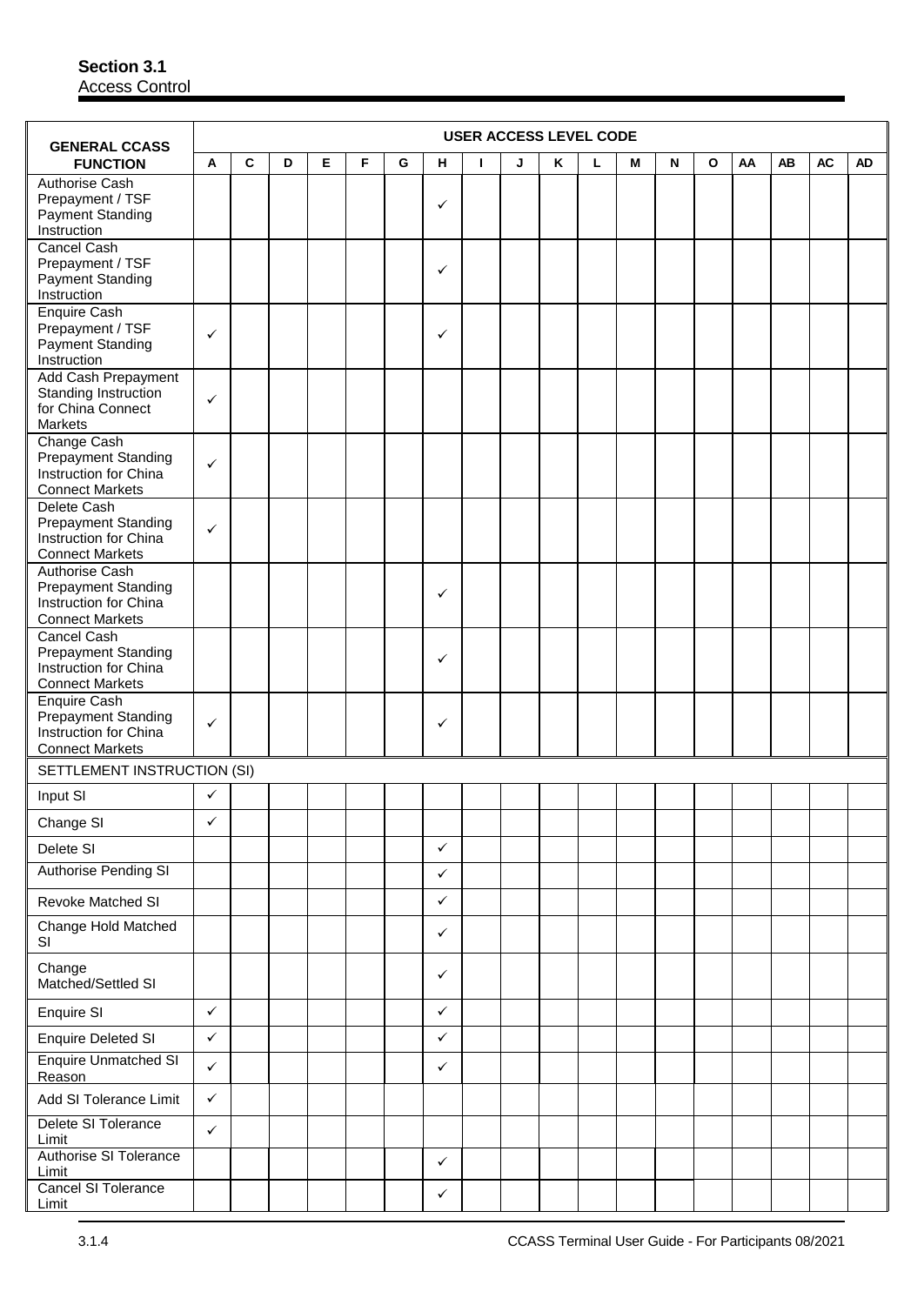**Section 3.1**
Access Control

| GENERAL CCASS FUNCTION | USER ACCESS LEVEL CODE | | | | | | | | | | | | | | | | | |
|---|---|---|---|---|---|---|---|---|---|---|---|---|---|---|---|---|---|---|
| | A | C | D | E | F | G | H | I | J | K | L | M | N | O | AA | AB | AC | AD |
| Authorise Cash Prepayment / TSF Payment Standing Instruction | | | | | | | ✓ | | | | | | | | | | | |
| Cancel Cash Prepayment / TSF Payment Standing Instruction | | | | | | | ✓ | | | | | | | | | | | |
| Enquire Cash Prepayment / TSF Payment Standing Instruction | ✓ | | | | | | ✓ | | | | | | | | | | | |
| Add Cash Prepayment Standing Instruction for China Connect Markets | ✓ | | | | | | | | | | | | | | | | | |
| Change Cash Prepayment Standing Instruction for China Connect Markets | ✓ | | | | | | | | | | | | | | | | | |
| Delete Cash Prepayment Standing Instruction for China Connect Markets | ✓ | | | | | | | | | | | | | | | | | |
| Authorise Cash Prepayment Standing Instruction for China Connect Markets | | | | | | | ✓ | | | | | | | | | | | |
| Cancel Cash Prepayment Standing Instruction for China Connect Markets | | | | | | | ✓ | | | | | | | | | | | |
| Enquire Cash Prepayment Standing Instruction for China Connect Markets | ✓ | | | | | | ✓ | | | | | | | | | | | |
| SETTLEMENT INSTRUCTION (SI) | | | | | | | | | | | | | | | | | | |
| Input SI | ✓ | | | | | | | | | | | | | | | | | |
| Change SI | ✓ | | | | | | | | | | | | | | | | | |
| Delete SI | | | | | | | ✓ | | | | | | | | | | | |
| Authorise Pending SI | | | | | | | ✓ | | | | | | | | | | | |
| Revoke Matched SI | | | | | | | ✓ | | | | | | | | | | | |
| Change Hold Matched SI | | | | | | | ✓ | | | | | | | | | | | |
| Change Matched/Settled SI | | | | | | | ✓ | | | | | | | | | | | |
| Enquire SI | ✓ | | | | | | ✓ | | | | | | | | | | | |
| Enquire Deleted SI | ✓ | | | | | | ✓ | | | | | | | | | | | |
| Enquire Unmatched SI Reason | ✓ | | | | | | ✓ | | | | | | | | | | | |
| Add SI Tolerance Limit | ✓ | | | | | | | | | | | | | | | | | |
| Delete SI Tolerance Limit | ✓ | | | | | | | | | | | | | | | | | |
| Authorise SI Tolerance Limit | | | | | | | ✓ | | | | | | | | | | | |
| Cancel SI Tolerance Limit | | | | | | | ✓ | | | | | | | | | | | |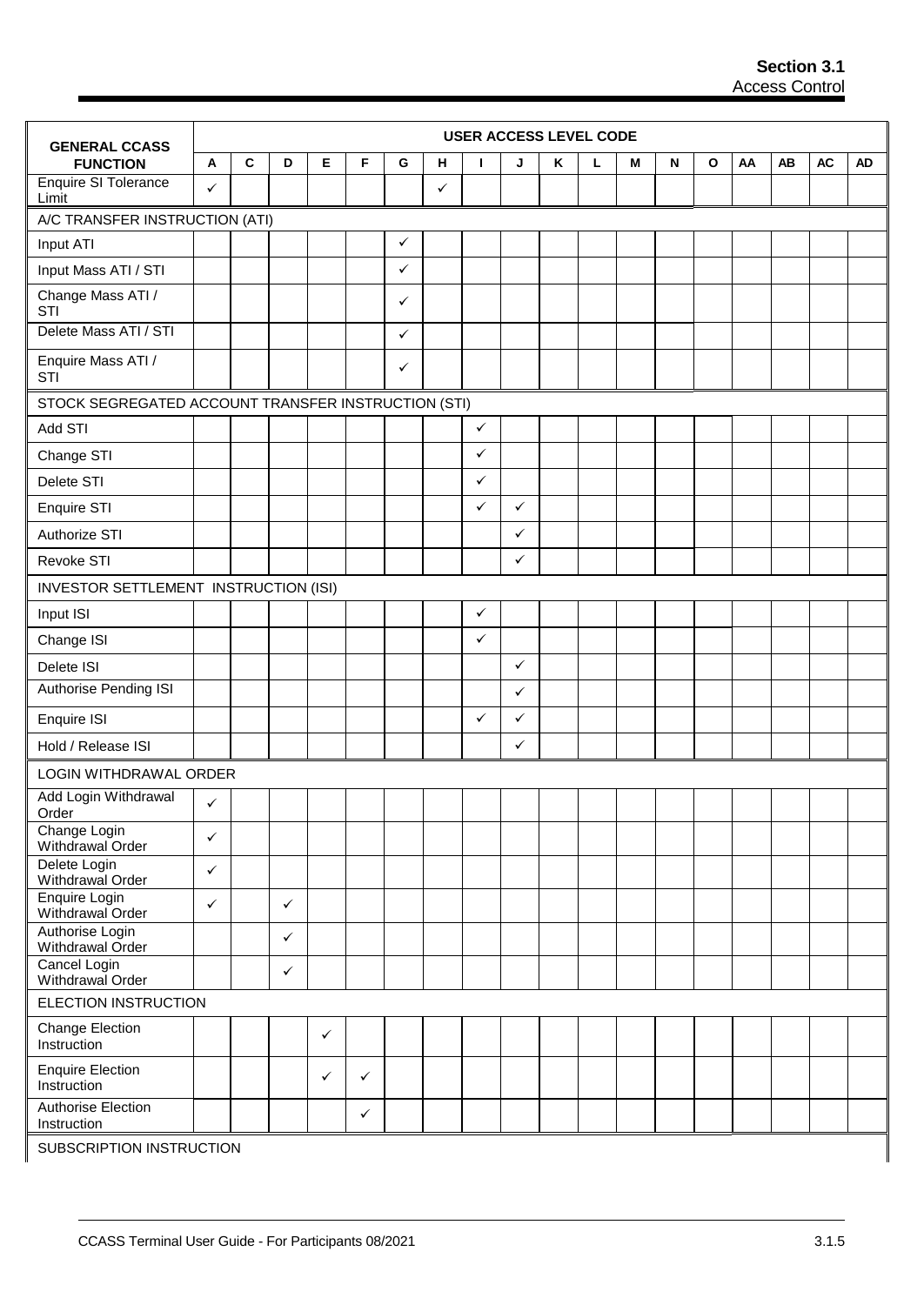| GENERAL CCASS FUNCTION | USER ACCESS LEVEL CODE | | | | | | | | | | | | | | | | | |
|---|---|---|---|---|---|---|---|---|---|---|---|---|---|---|---|---|---|---|
| | A | C | D | E | F | G | H | I | J | K | L | M | N | O | AA | AB | AC | AD |
| Enquire SI Tolerance Limit | ✓ | | | | | | ✓ | | | | | | | | | | | |
| A/C TRANSFER INSTRUCTION (ATI) | | | | | | | | | | | | | | | | | | |
| Input ATI | | | | | | ✓ | | | | | | | | | | | | |
| Input Mass ATI / STI | | | | | | ✓ | | | | | | | | | | | | |
| Change Mass ATI / STI | | | | | | ✓ | | | | | | | | | | | | |
| Delete Mass ATI / STI | | | | | | ✓ | | | | | | | | | | | | |
| Enquire Mass ATI / STI | | | | | | ✓ | | | | | | | | | | | | |
| STOCK SEGREGATED ACCOUNT TRANSFER INSTRUCTION (STI) | | | | | | | | | | | | | | | | | | |
| Add STI | | | | | | | | ✓ | | | | | | | | | | |
| Change STI | | | | | | | | ✓ | | | | | | | | | | |
| Delete STI | | | | | | | | ✓ | | | | | | | | | | |
| Enquire STI | | | | | | | | ✓ | ✓ | | | | | | | | | |
| Authorize STI | | | | | | | | | ✓ | | | | | | | | | |
| Revoke STI | | | | | | | | | ✓ | | | | | | | | | |
| INVESTOR SETTLEMENT INSTRUCTION (ISI) | | | | | | | | | | | | | | | | | | |
| Input ISI | | | | | | | | ✓ | | | | | | | | | | |
| Change ISI | | | | | | | | ✓ | | | | | | | | | | |
| Delete ISI | | | | | | | | | ✓ | | | | | | | | | |
| Authorise Pending ISI | | | | | | | | | ✓ | | | | | | | | | |
| Enquire ISI | | | | | | | | ✓ | ✓ | | | | | | | | | |
| Hold / Release ISI | | | | | | | | | ✓ | | | | | | | | | |
| LOGIN WITHDRAWAL ORDER | | | | | | | | | | | | | | | | | | |
| Add Login Withdrawal Order | ✓ | | | | | | | | | | | | | | | | | |
| Change Login Withdrawal Order | ✓ | | | | | | | | | | | | | | | | | |
| Delete Login Withdrawal Order | ✓ | | | | | | | | | | | | | | | | | |
| Enquire Login Withdrawal Order | ✓ | | ✓ | | | | | | | | | | | | | | | |
| Authorise Login Withdrawal Order | | | ✓ | | | | | | | | | | | | | | | |
| Cancel Login Withdrawal Order | | | ✓ | | | | | | | | | | | | | | | |
| ELECTION INSTRUCTION | | | | | | | | | | | | | | | | | | |
| Change Election Instruction | | | | ✓ | | | | | | | | | | | | | | |
| Enquire Election Instruction | | | | ✓ | ✓ | | | | | | | | | | | | | |
| Authorise Election Instruction | | | | | ✓ | | | | | | | | | | | | | |
| SUBSCRIPTION INSTRUCTION | | | | | | | | | | | | | | | | | | |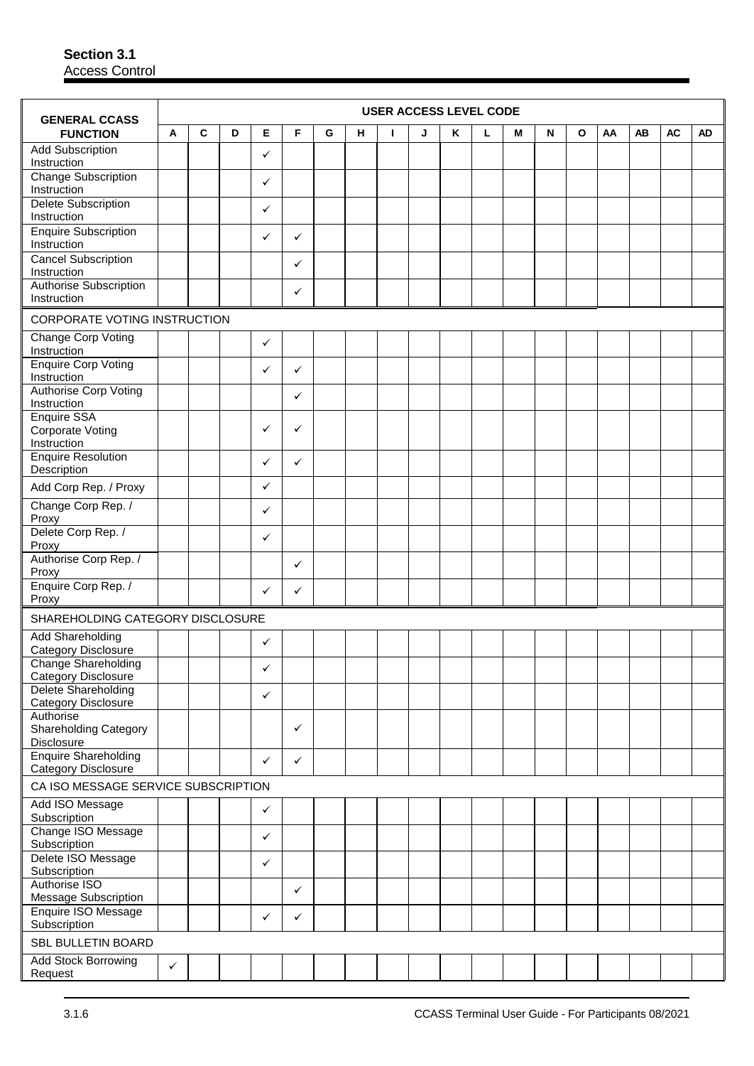**Section 3.1**
Access Control

| GENERAL CCASS FUNCTION | USER ACCESS LEVEL CODE | | | | | | | | | | | | | | | | | |
|---|---|---|---|---|---|---|---|---|---|---|---|---|---|---|---|---|---|---|
| | A | C | D | E | F | G | H | I | J | K | L | M | N | O | AA | AB | AC | AD |
| Add Subscription Instruction | | | | ✓ | | | | | | | | | | | | | | |
| Change Subscription Instruction | | | | ✓ | | | | | | | | | | | | | | |
| Delete Subscription Instruction | | | | ✓ | | | | | | | | | | | | | | |
| Enquire Subscription Instruction | | | | ✓ | ✓ | | | | | | | | | | | | | |
| Cancel Subscription Instruction | | | | | ✓ | | | | | | | | | | | | | |
| Authorise Subscription Instruction | | | | | ✓ | | | | | | | | | | | | | |
| CORPORATE VOTING INSTRUCTION | | | | | | | | | | | | | | | | | | |
| Change Corp Voting Instruction | | | | ✓ | | | | | | | | | | | | | | |
| Enquire Corp Voting Instruction | | | | ✓ | ✓ | | | | | | | | | | | | | |
| Authorise Corp Voting Instruction | | | | | ✓ | | | | | | | | | | | | | |
| Enquire SSA Corporate Voting Instruction | | | | ✓ | ✓ | | | | | | | | | | | | | |
| Enquire Resolution Description | | | | ✓ | ✓ | | | | | | | | | | | | | |
| Add Corp Rep. / Proxy | | | | ✓ | | | | | | | | | | | | | | |
| Change Corp Rep. / Proxy | | | | ✓ | | | | | | | | | | | | | | |
| Delete Corp Rep. / Proxy | | | | ✓ | | | | | | | | | | | | | | |
| Authorise Corp Rep. / Proxy | | | | | ✓ | | | | | | | | | | | | | |
| Enquire Corp Rep. / Proxy | | | | ✓ | ✓ | | | | | | | | | | | | | |
| SHAREHOLDING CATEGORY DISCLOSURE | | | | | | | | | | | | | | | | | | |
| Add Shareholding Category Disclosure | | | | ✓ | | | | | | | | | | | | | | |
| Change Shareholding Category Disclosure | | | | ✓ | | | | | | | | | | | | | | |
| Delete Shareholding Category Disclosure | | | | ✓ | | | | | | | | | | | | | | |
| Authorise Shareholding Category Disclosure | | | | | ✓ | | | | | | | | | | | | | |
| Enquire Shareholding Category Disclosure | | | | ✓ | ✓ | | | | | | | | | | | | | |
| CA ISO MESSAGE SERVICE SUBSCRIPTION | | | | | | | | | | | | | | | | | | |
| Add ISO Message Subscription | | | | ✓ | | | | | | | | | | | | | | |
| Change ISO Message Subscription | | | | ✓ | | | | | | | | | | | | | | |
| Delete ISO Message Subscription | | | | ✓ | | | | | | | | | | | | | | |
| Authorise ISO Message Subscription | | | | | ✓ | | | | | | | | | | | | | |
| Enquire ISO Message Subscription | | | | ✓ | ✓ | | | | | | | | | | | | | |
| SBL BULLETIN BOARD | | | | | | | | | | | | | | | | | | |
| Add Stock Borrowing Request | ✓ | | | | | | | | | | | | | | | | | |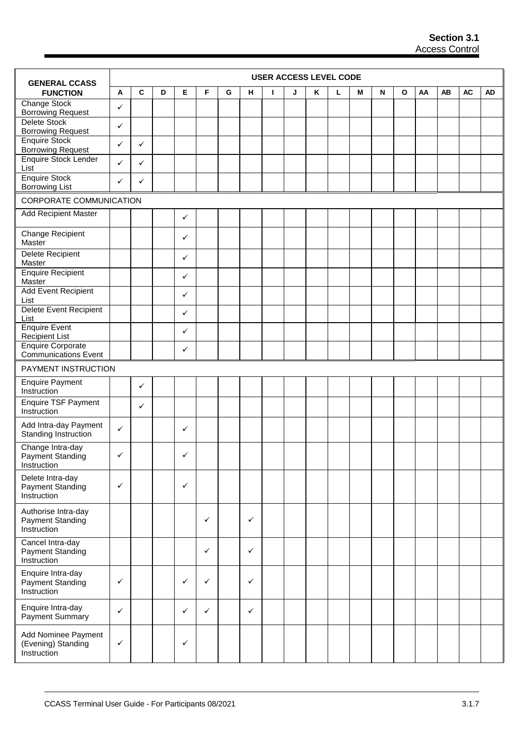| GENERAL CCASS FUNCTION | USER ACCESS LEVEL CODE | | | | | | | | | | | | | | | | | |
|---|---|---|---|---|---|---|---|---|---|---|---|---|---|---|---|---|---|---|
| | A | C | D | E | F | G | H | I | J | K | L | M | N | O | AA | AB | AC | AD |
| Change Stock Borrowing Request | ✓ | | | | | | | | | | | | | | | | | |
| Delete Stock Borrowing Request | ✓ | | | | | | | | | | | | | | | | | |
| Enquire Stock Borrowing Request | ✓ | ✓ | | | | | | | | | | | | | | | | |
| Enquire Stock Lender List | ✓ | ✓ | | | | | | | | | | | | | | | | |
| Enquire Stock Borrowing List | ✓ | ✓ | | | | | | | | | | | | | | | | |
| CORPORATE COMMUNICATION | | | | | | | | | | | | | | | | | | |
| Add Recipient Master | | | | ✓ | | | | | | | | | | | | | | |
| Change Recipient Master | | | | ✓ | | | | | | | | | | | | | | |
| Delete Recipient Master | | | | ✓ | | | | | | | | | | | | | | |
| Enquire Recipient Master | | | | ✓ | | | | | | | | | | | | | | |
| Add Event Recipient List | | | | ✓ | | | | | | | | | | | | | | |
| Delete Event Recipient List | | | | ✓ | | | | | | | | | | | | | | |
| Enquire Event Recipient List | | | | ✓ | | | | | | | | | | | | | | |
| Enquire Corporate Communications Event | | | | ✓ | | | | | | | | | | | | | | |
| PAYMENT INSTRUCTION | | | | | | | | | | | | | | | | | | |
| Enquire Payment Instruction | | ✓ | | | | | | | | | | | | | | | | |
| Enquire TSF Payment Instruction | | ✓ | | | | | | | | | | | | | | | | |
| Add Intra-day Payment Standing Instruction | ✓ | | | ✓ | | | | | | | | | | | | | | |
| Change Intra-day Payment Standing Instruction | ✓ | | | ✓ | | | | | | | | | | | | | | |
| Delete Intra-day Payment Standing Instruction | ✓ | | | ✓ | | | | | | | | | | | | | | |
| Authorise Intra-day Payment Standing Instruction | | | | | ✓ | | ✓ | | | | | | | | | | | |
| Cancel Intra-day Payment Standing Instruction | | | | | ✓ | | ✓ | | | | | | | | | | | |
| Enquire Intra-day Payment Standing Instruction | ✓ | | | ✓ | ✓ | | ✓ | | | | | | | | | | | |
| Enquire Intra-day Payment Summary | ✓ | | | ✓ | ✓ | | ✓ | | | | | | | | | | | |
| Add Nominee Payment (Evening) Standing Instruction | ✓ | | | ✓ | | | | | | | | | | | | | | |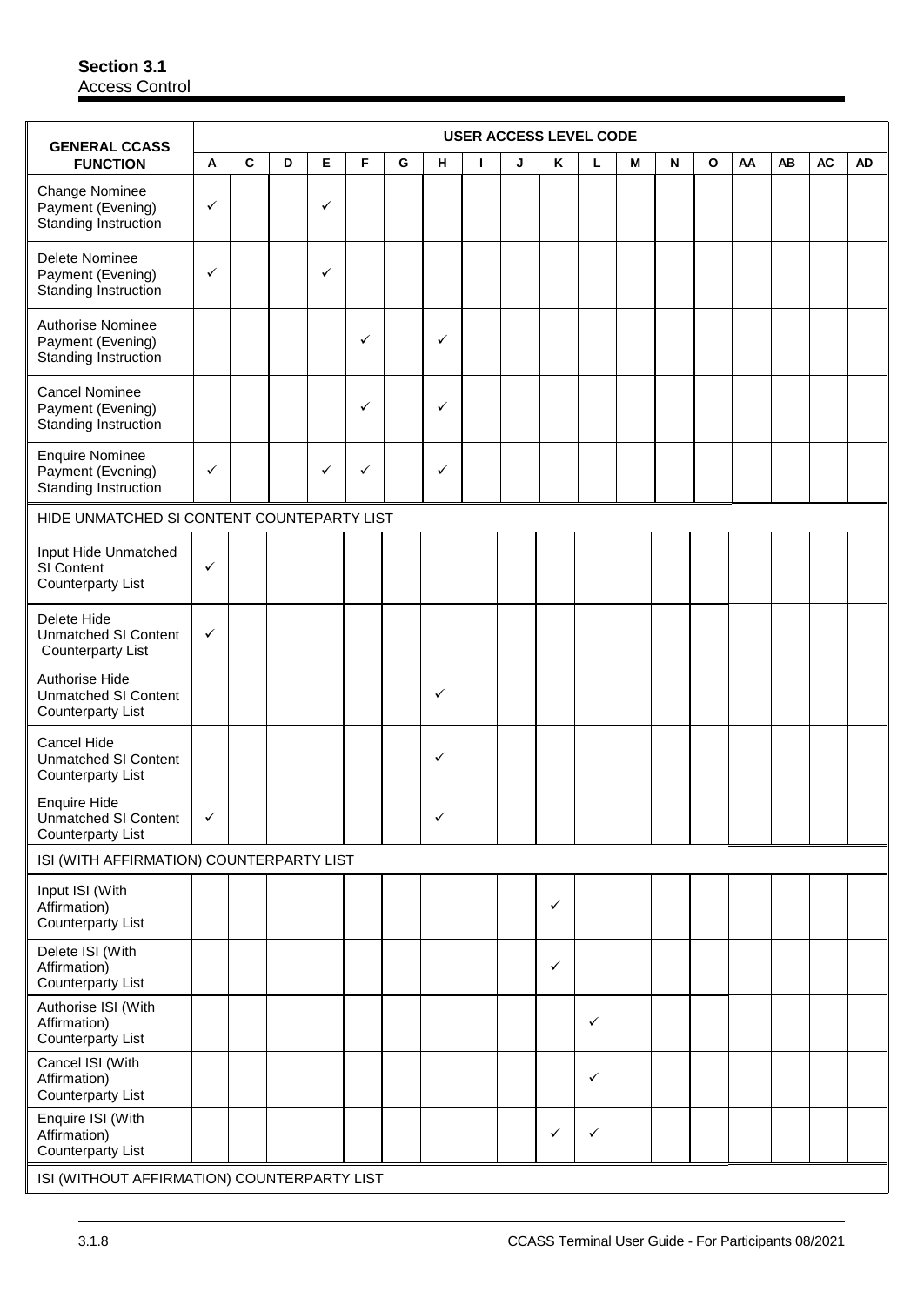## Section 3.1
Access Control

| GENERAL CCASS FUNCTION | USER ACCESS LEVEL CODE | | | | | | | | | | | | | | | | | |
|---|---|---|---|---|---|---|---|---|---|---|---|---|---|---|---|---|---|---|
| | A | C | D | E | F | G | H | I | J | K | L | M | N | O | AA | AB | AC | AD |
| Change Nominee Payment (Evening) Standing Instruction | ✓ | | | ✓ | | | | | | | | | | | | | | |
| Delete Nominee Payment (Evening) Standing Instruction | ✓ | | | ✓ | | | | | | | | | | | | | | |
| Authorise Nominee Payment (Evening) Standing Instruction | | | | | ✓ | | ✓ | | | | | | | | | | | |
| Cancel Nominee Payment (Evening) Standing Instruction | | | | | ✓ | | ✓ | | | | | | | | | | | |
| Enquire Nominee Payment (Evening) Standing Instruction | ✓ | | | ✓ | ✓ | | ✓ | | | | | | | | | | | |
| HIDE UNMATCHED SI CONTENT COUNTERPARTY LIST | | | | | | | | | | | | | | | | | | |
| Input Hide Unmatched SI Content Counterparty List | ✓ | | | | | | | | | | | | | | | | | |
| Delete Hide Unmatched SI Content Counterparty List | ✓ | | | | | | | | | | | | | | | | | |
| Authorise Hide Unmatched SI Content Counterparty List | | | | | | | ✓ | | | | | | | | | | | |
| Cancel Hide Unmatched SI Content Counterparty List | | | | | | | ✓ | | | | | | | | | | | |
| Enquire Hide Unmatched SI Content Counterparty List | ✓ | | | | | | ✓ | | | | | | | | | | | |
| ISI (WITH AFFIRMATION) COUNTERPARTY LIST | | | | | | | | | | | | | | | | | | |
| Input ISI (With Affirmation) Counterparty List | | | | | | | | | | ✓ | | | | | | | | |
| Delete ISI (With Affirmation) Counterparty List | | | | | | | | | | ✓ | | | | | | | | |
| Authorise ISI (With Affirmation) Counterparty List | | | | | | | | | | | ✓ | | | | | | | |
| Cancel ISI (With Affirmation) Counterparty List | | | | | | | | | | | ✓ | | | | | | | |
| Enquire ISI (With Affirmation) Counterparty List | | | | | | | | | | ✓ | ✓ | | | | | | | |
| ISI (WITHOUT AFFIRMATION) COUNTERPARTY LIST | | | | | | | | | | | | | | | | | | |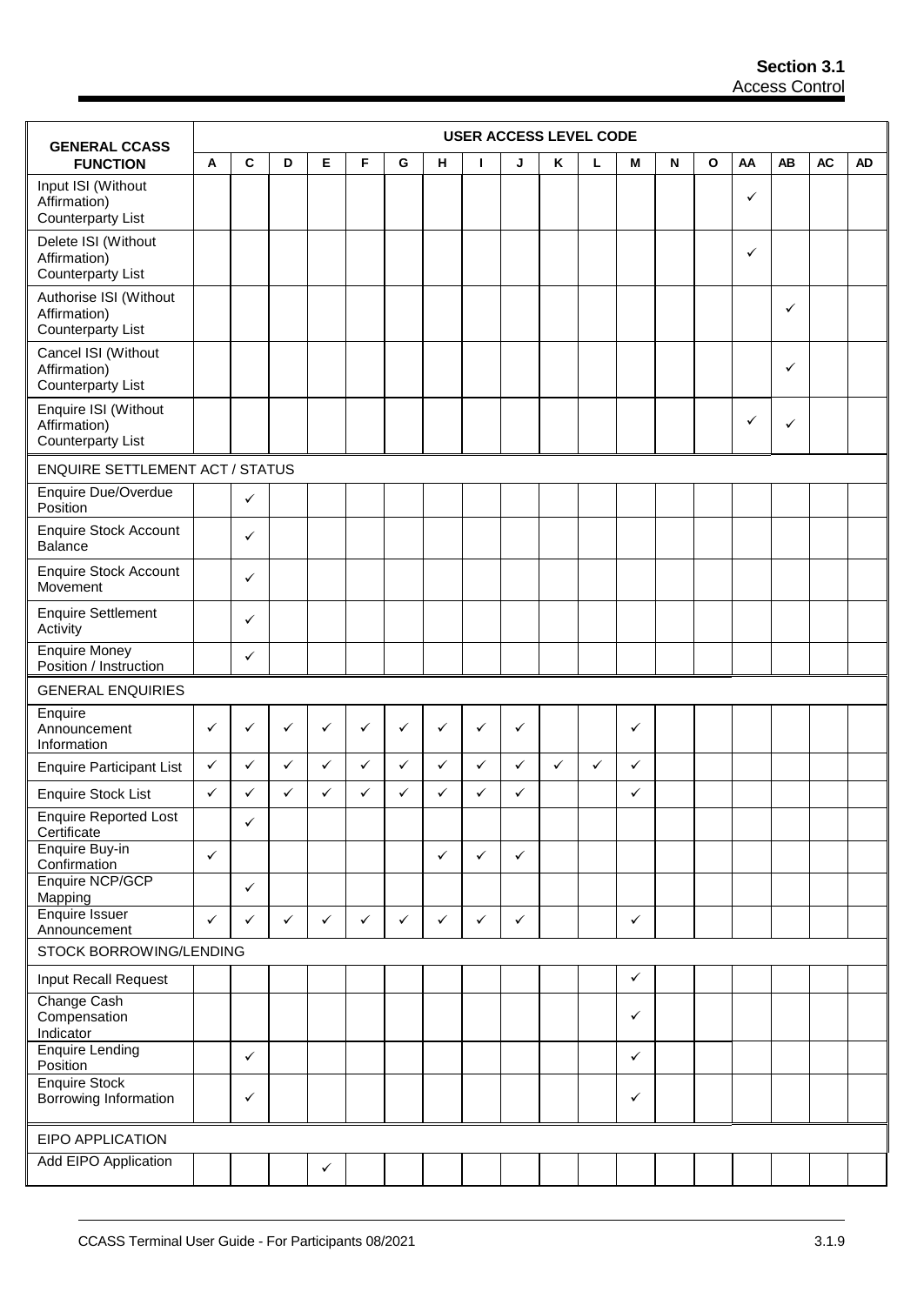| GENERAL CCASS FUNCTION | USER ACCESS LEVEL CODE | | | | | | | | | | | | | | | | |
|---|---|---|---|---|---|---|---|---|---|---|---|---|---|---|---|---|---|
| | A | C | D | E | F | G | H | I | J | K | L | M | N | O | AA | AB | AC | AD |
| Input ISI (Without Affirmation) Counterparty List | | | | | | | | | | | | | | | ✓ | | | |
| Delete ISI (Without Affirmation) Counterparty List | | | | | | | | | | | | | | | ✓ | | | |
| Authorise ISI (Without Affirmation) Counterparty List | | | | | | | | | | | | | | | | ✓ | | |
| Cancel ISI (Without Affirmation) Counterparty List | | | | | | | | | | | | | | | | ✓ | | |
| Enquire ISI (Without Affirmation) Counterparty List | | | | | | | | | | | | | | | ✓ | ✓ | | |
| ENQUIRE SETTLEMENT ACT / STATUS | | | | | | | | | | | | | | | | | | |
| Enquire Due/Overdue Position | | ✓ | | | | | | | | | | | | | | | | |
| Enquire Stock Account Balance | | ✓ | | | | | | | | | | | | | | | | |
| Enquire Stock Account Movement | | ✓ | | | | | | | | | | | | | | | | |
| Enquire Settlement Activity | | ✓ | | | | | | | | | | | | | | | | |
| Enquire Money Position / Instruction | | ✓ | | | | | | | | | | | | | | | | |
| GENERAL ENQUIRIES | | | | | | | | | | | | | | | | | | |
| Enquire Announcement Information | ✓ | ✓ | ✓ | ✓ | ✓ | ✓ | ✓ | ✓ | ✓ | | | ✓ | | | | | | |
| Enquire Participant List | ✓ | ✓ | ✓ | ✓ | ✓ | ✓ | ✓ | ✓ | ✓ | ✓ | ✓ | ✓ | | | | | | |
| Enquire Stock List | ✓ | ✓ | ✓ | ✓ | ✓ | ✓ | ✓ | ✓ | ✓ | | | ✓ | | | | | | |
| Enquire Reported Lost Certificate | | ✓ | | | | | | | | | | | | | | | | |
| Enquire Buy-in Confirmation | ✓ | | | | | | ✓ | ✓ | ✓ | | | | | | | | | |
| Enquire NCP/GCP Mapping | | ✓ | | | | | | | | | | | | | | | | |
| Enquire Issuer Announcement | ✓ | ✓ | ✓ | ✓ | ✓ | ✓ | ✓ | ✓ | ✓ | | | ✓ | | | | | | |
| STOCK BORROWING/LENDING | | | | | | | | | | | | | | | | | | |
| Input Recall Request | | | | | | | | | | | | ✓ | | | | | | |
| Change Cash Compensation Indicator | | | | | | | | | | | | ✓ | | | | | | |
| Enquire Lending Position | | ✓ | | | | | | | | | | ✓ | | | | | | |
| Enquire Stock Borrowing Information | | ✓ | | | | | | | | | | ✓ | | | | | | |
| EIPO APPLICATION | | | | | | | | | | | | | | | | | | |
| Add EIPO Application | | | | ✓ | | | | | | | | | | | | | | |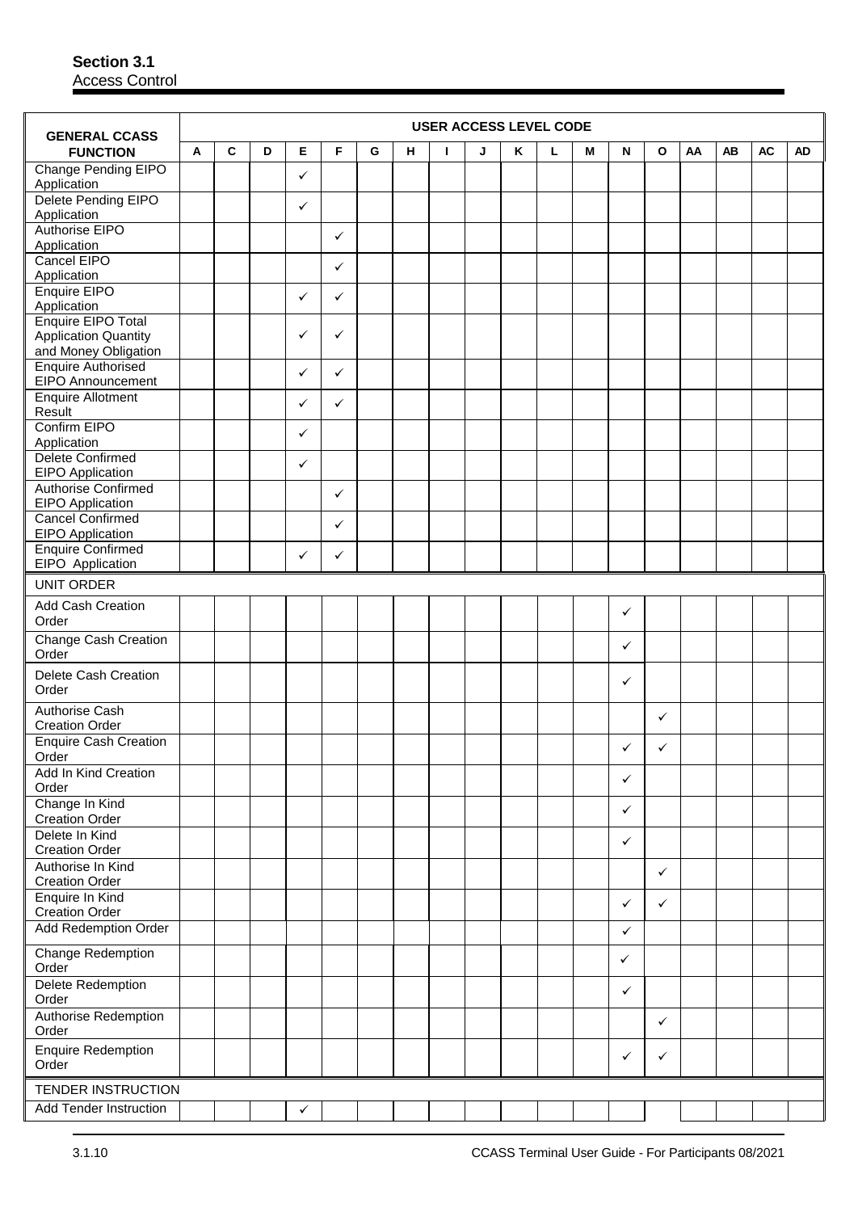**Section 3.1**
Access Control

| GENERAL CCASS FUNCTION | USER ACCESS LEVEL CODE | | | | | | | | | | | | | | | | | |
|---|---|---|---|---|---|---|---|---|---|---|---|---|---|---|---|---|---|---|
| | A | C | D | E | F | G | H | I | J | K | L | M | N | O | AA | AB | AC | AD |
| Change Pending EIPO Application | | | | ✓ | | | | | | | | | | | | | | |
| Delete Pending EIPO Application | | | | ✓ | | | | | | | | | | | | | | |
| Authorise EIPO Application | | | | | ✓ | | | | | | | | | | | | | |
| Cancel EIPO Application | | | | | ✓ | | | | | | | | | | | | | |
| Enquire EIPO Application | | | | ✓ | ✓ | | | | | | | | | | | | | |
| Enquire EIPO Total Application Quantity and Money Obligation | | | | ✓ | ✓ | | | | | | | | | | | | | |
| Enquire Authorised EIPO Announcement | | | | ✓ | ✓ | | | | | | | | | | | | | |
| Enquire Allotment Result | | | | ✓ | ✓ | | | | | | | | | | | | | |
| Confirm EIPO Application | | | | ✓ | | | | | | | | | | | | | | |
| Delete Confirmed EIPO Application | | | | ✓ | | | | | | | | | | | | | | |
| Authorise Confirmed EIPO Application | | | | | ✓ | | | | | | | | | | | | | |
| Cancel Confirmed EIPO Application | | | | | ✓ | | | | | | | | | | | | | |
| Enquire Confirmed EIPO Application | | | | ✓ | ✓ | | | | | | | | | | | | | |
| UNIT ORDER | | | | | | | | | | | | | | | | | | |
| Add Cash Creation Order | | | | | | | | | | | | | ✓ | | | | | |
| Change Cash Creation Order | | | | | | | | | | | | | ✓ | | | | | |
| Delete Cash Creation Order | | | | | | | | | | | | | ✓ | | | | | |
| Authorise Cash Creation Order | | | | | | | | | | | | | | ✓ | | | | |
| Enquire Cash Creation Order | | | | | | | | | | | | | ✓ | ✓ | | | | |
| Add In Kind Creation Order | | | | | | | | | | | | | ✓ | | | | | |
| Change In Kind Creation Order | | | | | | | | | | | | | ✓ | | | | | |
| Delete In Kind Creation Order | | | | | | | | | | | | | ✓ | | | | | |
| Authorise In Kind Creation Order | | | | | | | | | | | | | | ✓ | | | | |
| Enquire In Kind Creation Order | | | | | | | | | | | | | ✓ | ✓ | | | | |
| Add Redemption Order | | | | | | | | | | | | | ✓ | | | | | |
| Change Redemption Order | | | | | | | | | | | | | ✓ | | | | | |
| Delete Redemption Order | | | | | | | | | | | | | ✓ | | | | | |
| Authorise Redemption Order | | | | | | | | | | | | | | ✓ | | | | |
| Enquire Redemption Order | | | | | | | | | | | | | ✓ | ✓ | | | | |
| TENDER INSTRUCTION | | | | | | | | | | | | | | | | | | |
| Add Tender Instruction | | | | ✓ | | | | | | | | | | | | | | |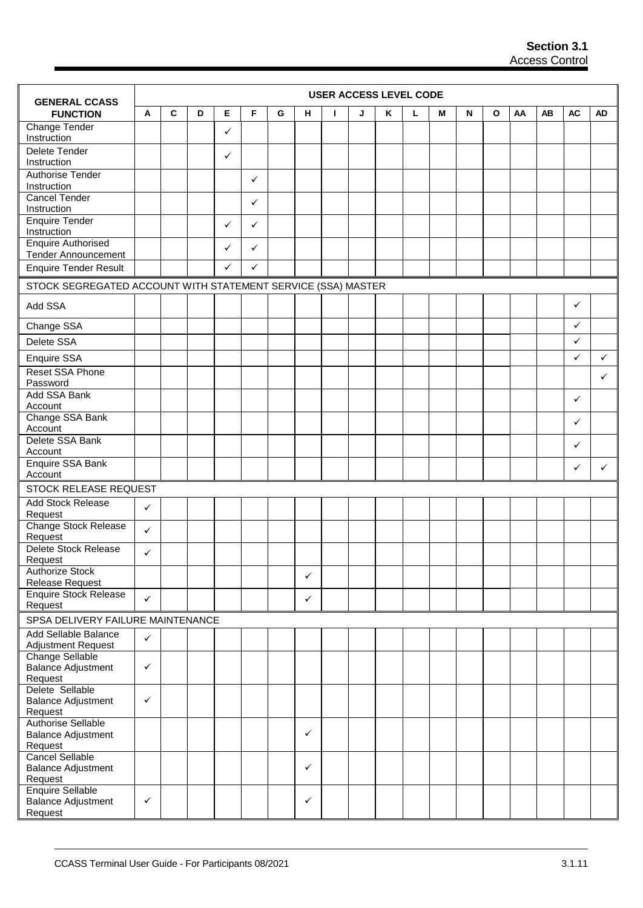**Section 3.1**
Access Control

| GENERAL CCASS FUNCTION | USER ACCESS LEVEL CODE | | | | | | | | | | | | | | | | | |
|---|---|---|---|---|---|---|---|---|---|---|---|---|---|---|---|---|---|---|
| | A | C | D | E | F | G | H | I | J | K | L | M | N | O | AA | AB | AC | AD |
| Change Tender Instruction | | | | ✓ | | | | | | | | | | | | | | |
| Delete Tender Instruction | | | | ✓ | | | | | | | | | | | | | | |
| Authorise Tender Instruction | | | | | ✓ | | | | | | | | | | | | | |
| Cancel Tender Instruction | | | | | ✓ | | | | | | | | | | | | | |
| Enquire Tender Instruction | | | | ✓ | ✓ | | | | | | | | | | | | | |
| Enquire Authorised Tender Announcement | | | | ✓ | ✓ | | | | | | | | | | | | | |
| Enquire Tender Result | | | | ✓ | ✓ | | | | | | | | | | | | | |
| STOCK SEGREGATED ACCOUNT WITH STATEMENT SERVICE (SSA) MASTER | | | | | | | | | | | | | | | | | | |
| Add SSA | | | | | | | | | | | | | | | | | ✓ | |
| Change SSA | | | | | | | | | | | | | | | | | ✓ | |
| Delete SSA | | | | | | | | | | | | | | | | | ✓ | |
| Enquire SSA | | | | | | | | | | | | | | | | | ✓ | ✓ |
| Reset SSA Phone Password | | | | | | | | | | | | | | | | | | ✓ |
| Add SSA Bank Account | | | | | | | | | | | | | | | | | ✓ | |
| Change SSA Bank Account | | | | | | | | | | | | | | | | | ✓ | |
| Delete SSA Bank Account | | | | | | | | | | | | | | | | | ✓ | |
| Enquire SSA Bank Account | | | | | | | | | | | | | | | | | ✓ | ✓ |
| STOCK RELEASE REQUEST | | | | | | | | | | | | | | | | | | |
| Add Stock Release Request | ✓ | | | | | | | | | | | | | | | | | |
| Change Stock Release Request | ✓ | | | | | | | | | | | | | | | | | |
| Delete Stock Release Request | ✓ | | | | | | | | | | | | | | | | | |
| Authorize Stock Release Request | | | | | | | ✓ | | | | | | | | | | | |
| Enquire Stock Release Request | ✓ | | | | | | ✓ | | | | | | | | | | | |
| SPSA DELIVERY FAILURE MAINTENANCE | | | | | | | | | | | | | | | | | | |
| Add Sellable Balance Adjustment Request | ✓ | | | | | | | | | | | | | | | | | |
| Change Sellable Balance Adjustment Request | ✓ | | | | | | | | | | | | | | | | | |
| Delete Sellable Balance Adjustment Request | ✓ | | | | | | | | | | | | | | | | | |
| Authorise Sellable Balance Adjustment Request | | | | | | | ✓ | | | | | | | | | | | |
| Cancel Sellable Balance Adjustment Request | | | | | | | ✓ | | | | | | | | | | | |
| Enquire Sellable Balance Adjustment Request | ✓ | | | | | | ✓ | | | | | | | | | | | |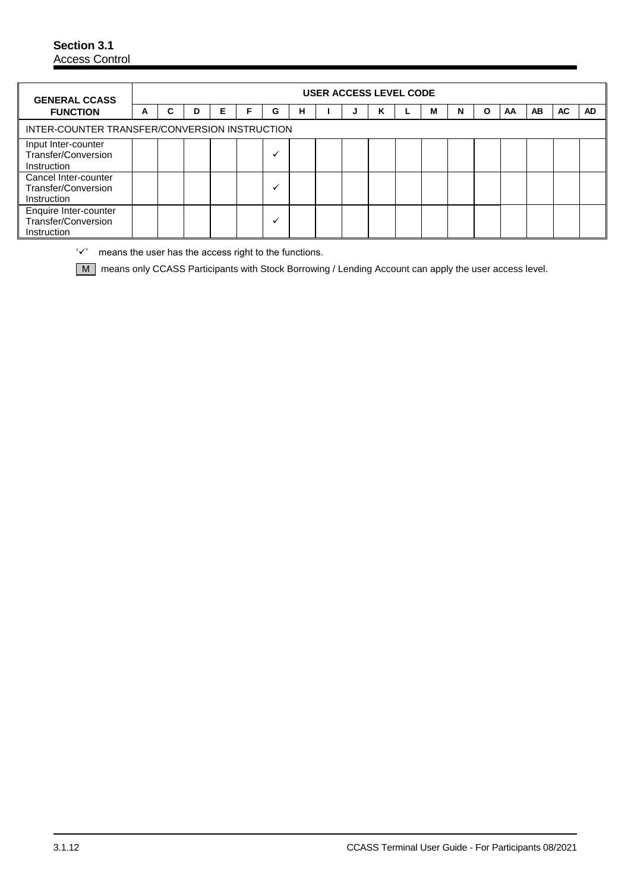**Section 3.1**
Access Control

| GENERAL CCASS FUNCTION | USER ACCESS LEVEL CODE | | | | | | | | | | | | | | | | | |
|---|---|---|---|---|---|---|---|---|---|---|---|---|---|---|---|---|---|---|
| | A | C | D | E | F | G | H | I | J | K | L | M | N | O | AA | AB | AC | AD |
| INTER-COUNTER TRANSFER/CONVERSION INSTRUCTION | | | | | | | | | | | | | | | | | | |
| Input Inter-counter Transfer/Conversion Instruction | | | | | | ✓ | | | | | | | | | | | | |
| Cancel Inter-counter Transfer/Conversion Instruction | | | | | | ✓ | | | | | | | | | | | | |
| Enquire Inter-counter Transfer/Conversion Instruction | | | | | | ✓ | | | | | | | | | | | | |

'✓' means the user has the access right to the functions.

M means only CCASS Participants with Stock Borrowing / Lending Account can apply the user access level.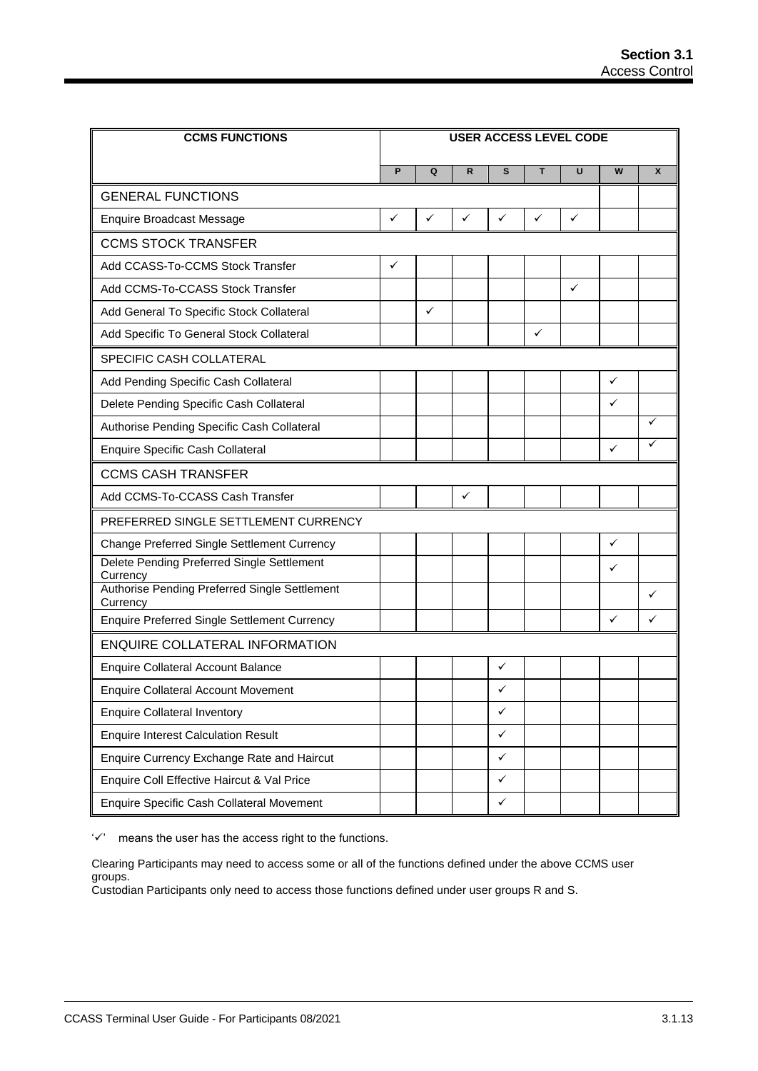| CCMS FUNCTIONS | USER ACCESS LEVEL CODE | | | | | | | |
|---|---|---|---|---|---|---|---|---|
| | P | Q | R | S | T | U | W | X |
| GENERAL FUNCTIONS | | | | | | | | |
| Enquire Broadcast Message | ✓ | ✓ | ✓ | ✓ | ✓ | ✓ | | |
| CCMS STOCK TRANSFER | | | | | | | | |
| Add CCASS-To-CCMS Stock Transfer | ✓ | | | | | | | |
| Add CCMS-To-CCASS Stock Transfer | | | | | | ✓ | | |
| Add General To Specific Stock Collateral | | ✓ | | | | | | |
| Add Specific To General Stock Collateral | | | | | ✓ | | | |
| SPECIFIC CASH COLLATERAL | | | | | | | | |
| Add Pending Specific Cash Collateral | | | | | | | ✓ | |
| Delete Pending Specific Cash Collateral | | | | | | | ✓ | |
| Authorise Pending Specific Cash Collateral | | | | | | | | ✓ |
| Enquire Specific Cash Collateral | | | | | | | ✓ | ✓ |
| CCMS CASH TRANSFER | | | | | | | | |
| Add CCMS-To-CCASS Cash Transfer | | | ✓ | | | | | |
| PREFERRED SINGLE SETTLEMENT CURRENCY | | | | | | | | |
| Change Preferred Single Settlement Currency | | | | | | | ✓ | |
| Delete Pending Preferred Single Settlement Currency | | | | | | | ✓ | |
| Authorise Pending Preferred Single Settlement Currency | | | | | | | | ✓ |
| Enquire Preferred Single Settlement Currency | | | | | | | ✓ | ✓ |
| ENQUIRE COLLATERAL INFORMATION | | | | | | | | |
| Enquire Collateral Account Balance | | | | ✓ | | | | |
| Enquire Collateral Account Movement | | | | ✓ | | | | |
| Enquire Collateral Inventory | | | | ✓ | | | | |
| Enquire Interest Calculation Result | | | | ✓ | | | | |
| Enquire Currency Exchange Rate and Haircut | | | | ✓ | | | | |
| Enquire Coll Effective Haircut & Val Price | | | | ✓ | | | | |
| Enquire Specific Cash Collateral Movement | | | | ✓ | | | | |

'✓' means the user has the access right to the functions.

Clearing Participants may need to access some or all of the functions defined under the above CCMS user groups.
Custodian Participants only need to access those functions defined under user groups R and S.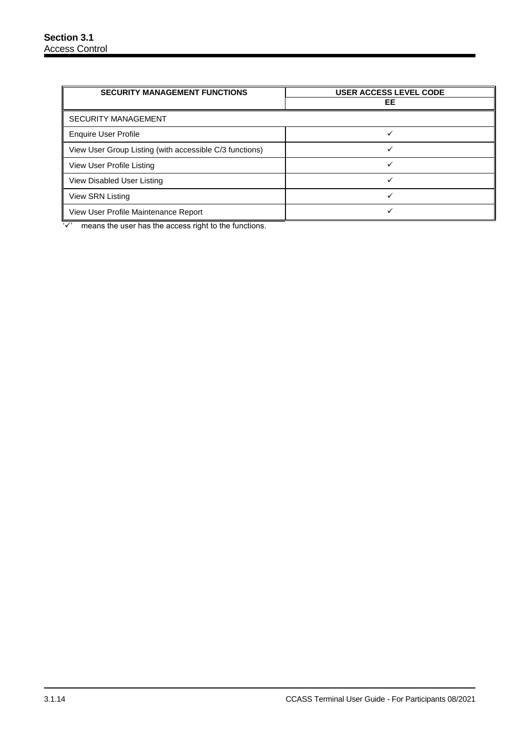| SECURITY MANAGEMENT FUNCTIONS | USER ACCESS LEVEL CODE |
|---|---|
| | EE |
| SECURITY MANAGEMENT | |
| Enquire User Profile | ✓ |
| View User Group Listing (with accessible C/3 functions) | ✓ |
| View User Profile Listing | ✓ |
| View Disabled User Listing | ✓ |
| View SRN Listing | ✓ |
| View User Profile Maintenance Report | ✓ |

'✓' means the user has the access right to the functions.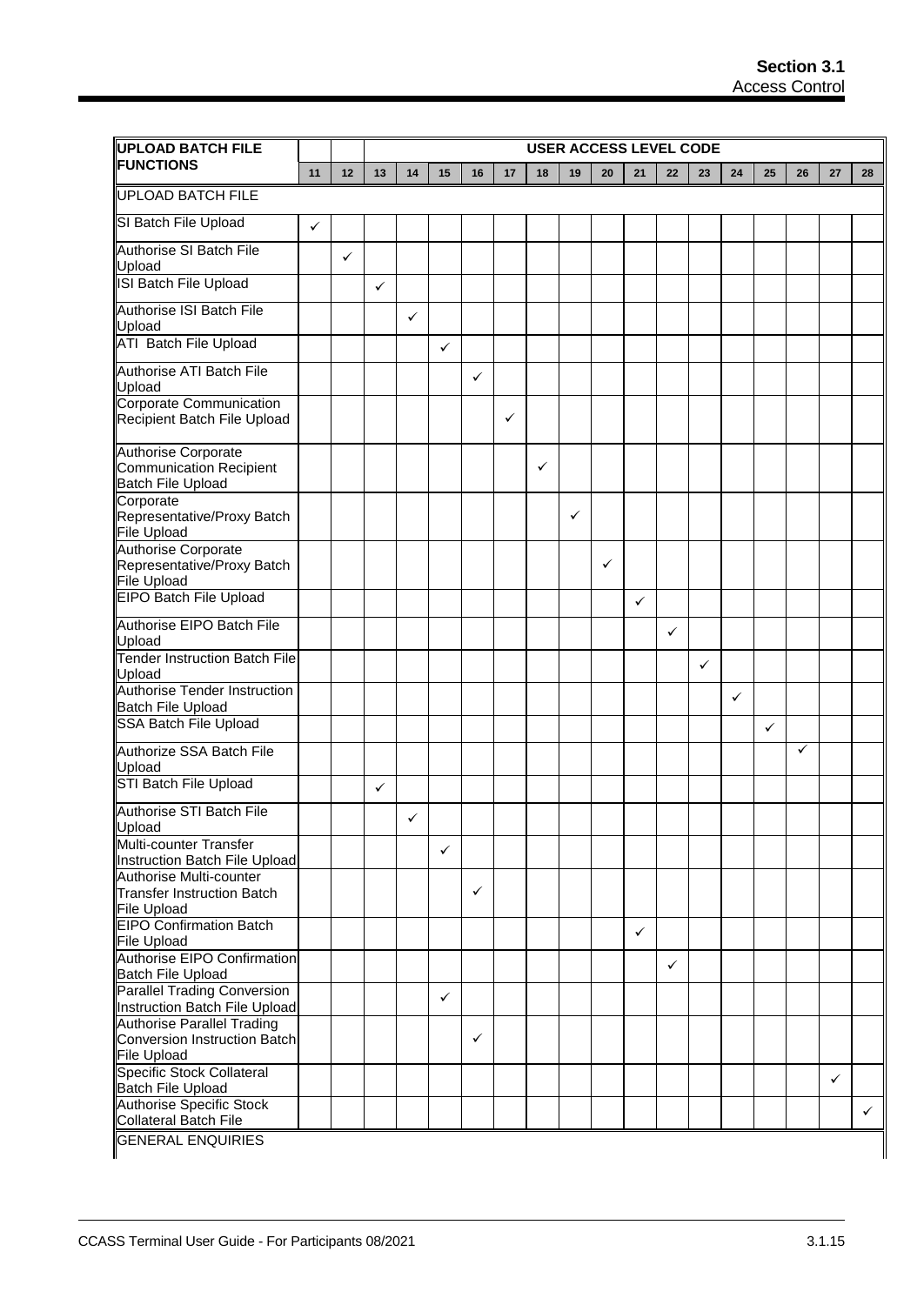| UPLOAD BATCH FILE FUNCTIONS | | | USER ACCESS LEVEL CODE | | | | | | | | | | | | | | | |
|---|---|---|---|---|---|---|---|---|---|---|---|---|---|---|---|---|---|---|
| | 11 | 12 | 13 | 14 | 15 | 16 | 17 | 18 | 19 | 20 | 21 | 22 | 23 | 24 | 25 | 26 | 27 | 28 |
| UPLOAD BATCH FILE | | | | | | | | | | | | | | | | | | |
| SI Batch File Upload | ✓ | | | | | | | | | | | | | | | | | |
| Authorise SI Batch File Upload | | ✓ | | | | | | | | | | | | | | | | |
| ISI Batch File Upload | | | ✓ | | | | | | | | | | | | | | | |
| Authorise ISI Batch File Upload | | | | ✓ | | | | | | | | | | | | | | |
| ATI Batch File Upload | | | | | ✓ | | | | | | | | | | | | | |
| Authorise ATI Batch File Upload | | | | | | ✓ | | | | | | | | | | | | |
| Corporate Communication Recipient Batch File Upload | | | | | | | ✓ | | | | | | | | | | | |
| Authorise Corporate Communication Recipient Batch File Upload | | | | | | | | ✓ | | | | | | | | | | |
| Corporate Representative/Proxy Batch File Upload | | | | | | | | | ✓ | | | | | | | | | |
| Authorise Corporate Representative/Proxy Batch File Upload | | | | | | | | | | ✓ | | | | | | | | |
| EIPO Batch File Upload | | | | | | | | | | | ✓ | | | | | | | |
| Authorise EIPO Batch File Upload | | | | | | | | | | | | ✓ | | | | | | |
| Tender Instruction Batch File Upload | | | | | | | | | | | | | ✓ | | | | | |
| Authorise Tender Instruction Batch File Upload | | | | | | | | | | | | | | ✓ | | | | |
| SSA Batch File Upload | | | | | | | | | | | | | | | ✓ | | | |
| Authorize SSA Batch File Upload | | | | | | | | | | | | | | | | ✓ | | |
| STI Batch File Upload | | | ✓ | | | | | | | | | | | | | | | |
| Authorise STI Batch File Upload | | | | ✓ | | | | | | | | | | | | | | |
| Multi-counter Transfer Instruction Batch File Upload | | | | | ✓ | | | | | | | | | | | | | |
| Authorise Multi-counter Transfer Instruction Batch File Upload | | | | | | ✓ | | | | | | | | | | | | |
| EIPO Confirmation Batch File Upload | | | | | | | | | | | ✓ | | | | | | | |
| Authorise EIPO Confirmation Batch File Upload | | | | | | | | | | | | ✓ | | | | | | |
| Parallel Trading Conversion Instruction Batch File Upload | | | | | ✓ | | | | | | | | | | | | | |
| Authorise Parallel Trading Conversion Instruction Batch File Upload | | | | | | ✓ | | | | | | | | | | | | |
| Specific Stock Collateral Batch File Upload | | | | | | | | | | | | | | | | | ✓ | |
| Authorise Specific Stock Collateral Batch File | | | | | | | | | | | | | | | | | | ✓ |
| GENERAL ENQUIRIES | | | | | | | | | | | | | | | | | | |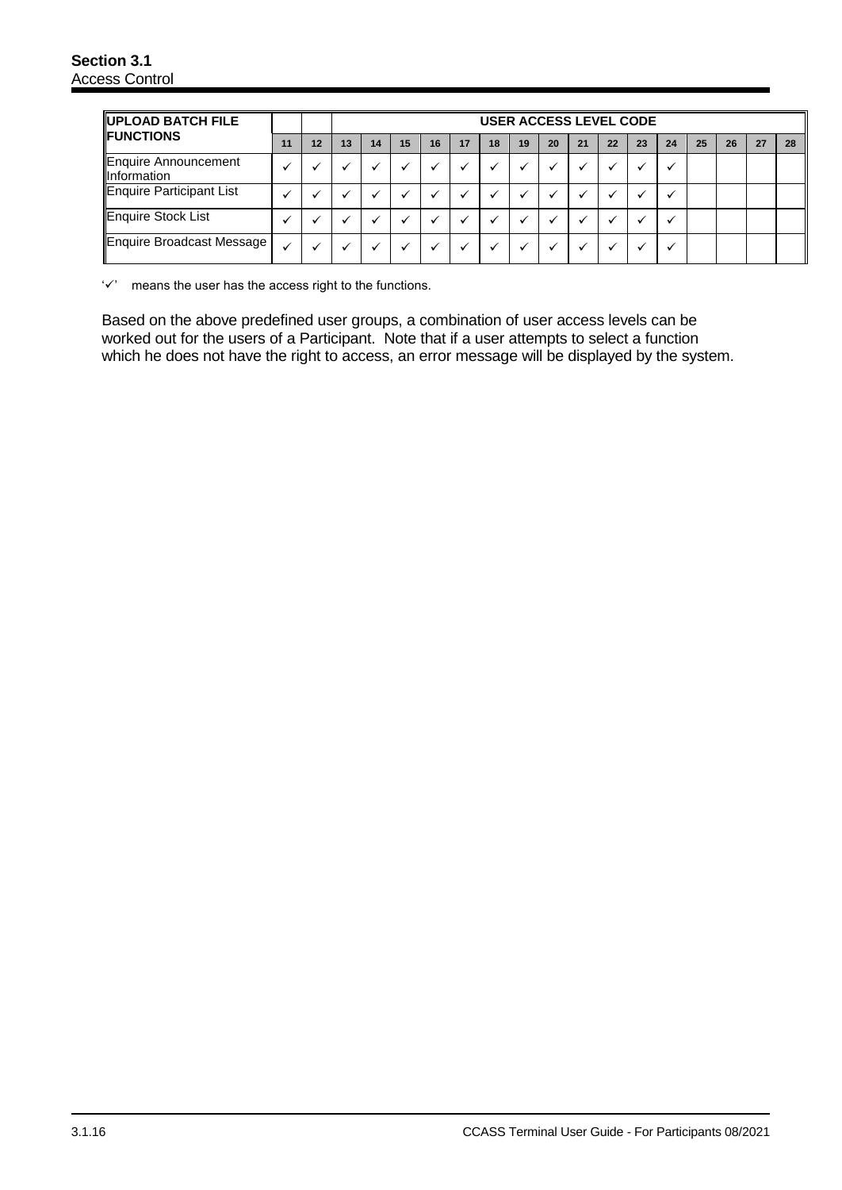| UPLOAD BATCH FILE FUNCTIONS | | | USER ACCESS LEVEL CODE | | | | | | | | | | | | | | | |
|---|---|---|---|---|---|---|---|---|---|---|---|---|---|---|---|---|---|---|
| | 11 | 12 | 13 | 14 | 15 | 16 | 17 | 18 | 19 | 20 | 21 | 22 | 23 | 24 | 25 | 26 | 27 | 28 |
| Enquire Announcement Information | ✓ | ✓ | ✓ | ✓ | ✓ | ✓ | ✓ | ✓ | ✓ | ✓ | ✓ | ✓ | ✓ | ✓ | | | | |
| Enquire Participant List | ✓ | ✓ | ✓ | ✓ | ✓ | ✓ | ✓ | ✓ | ✓ | ✓ | ✓ | ✓ | ✓ | ✓ | | | | |
| Enquire Stock List | ✓ | ✓ | ✓ | ✓ | ✓ | ✓ | ✓ | ✓ | ✓ | ✓ | ✓ | ✓ | ✓ | ✓ | | | | |
| Enquire Broadcast Message | ✓ | ✓ | ✓ | ✓ | ✓ | ✓ | ✓ | ✓ | ✓ | ✓ | ✓ | ✓ | ✓ | ✓ | | | | |

'✓' means the user has the access right to the functions.

Based on the above predefined user groups, a combination of user access levels can be worked out for the users of a Participant. Note that if a user attempts to select a function which he does not have the right to access, an error message will be displayed by the system.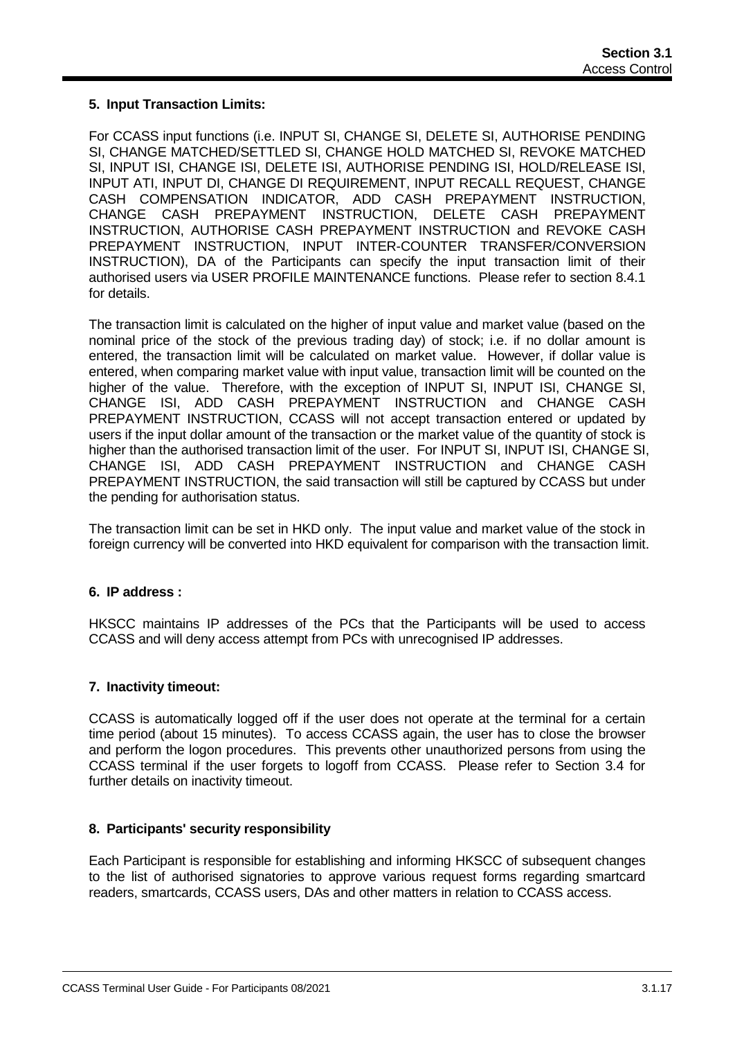**5. Input Transaction Limits:**

For CCASS input functions (i.e. INPUT SI, CHANGE SI, DELETE SI, AUTHORISE PENDING SI, CHANGE MATCHED/SETTLED SI, CHANGE HOLD MATCHED SI, REVOKE MATCHED SI, INPUT ISI, CHANGE ISI, DELETE ISI, AUTHORISE PENDING ISI, HOLD/RELEASE ISI, INPUT ATI, INPUT DI, CHANGE DI REQUIREMENT, INPUT RECALL REQUEST, CHANGE CASH COMPENSATION INDICATOR, ADD CASH PREPAYMENT INSTRUCTION, CHANGE CASH PREPAYMENT INSTRUCTION, DELETE CASH PREPAYMENT INSTRUCTION, AUTHORISE CASH PREPAYMENT INSTRUCTION and REVOKE CASH PREPAYMENT INSTRUCTION, INPUT INTER-COUNTER TRANSFER/CONVERSION INSTRUCTION), DA of the Participants can specify the input transaction limit of their authorised users via USER PROFILE MAINTENANCE functions. Please refer to section 8.4.1 for details.

The transaction limit is calculated on the higher of input value and market value (based on the nominal price of the stock of the previous trading day) of stock; i.e. if no dollar amount is entered, the transaction limit will be calculated on market value. However, if dollar value is entered, when comparing market value with input value, transaction limit will be counted on the higher of the value. Therefore, with the exception of INPUT SI, INPUT ISI, CHANGE SI, CHANGE ISI, ADD CASH PREPAYMENT INSTRUCTION and CHANGE CASH PREPAYMENT INSTRUCTION, CCASS will not accept transaction entered or updated by users if the input dollar amount of the transaction or the market value of the quantity of stock is higher than the authorised transaction limit of the user. For INPUT SI, INPUT ISI, CHANGE SI, CHANGE ISI, ADD CASH PREPAYMENT INSTRUCTION and CHANGE CASH PREPAYMENT INSTRUCTION, the said transaction will still be captured by CCASS but under the pending for authorisation status.

The transaction limit can be set in HKD only. The input value and market value of the stock in foreign currency will be converted into HKD equivalent for comparison with the transaction limit.

**6. IP address :**

HKSCC maintains IP addresses of the PCs that the Participants will be used to access CCASS and will deny access attempt from PCs with unrecognised IP addresses.

**7. Inactivity timeout:**

CCASS is automatically logged off if the user does not operate at the terminal for a certain time period (about 15 minutes). To access CCASS again, the user has to close the browser and perform the logon procedures. This prevents other unauthorized persons from using the CCASS terminal if the user forgets to logoff from CCASS. Please refer to Section 3.4 for further details on inactivity timeout.

**8. Participants' security responsibility**

Each Participant is responsible for establishing and informing HKSCC of subsequent changes to the list of authorised signatories to approve various request forms regarding smartcard readers, smartcards, CCASS users, DAs and other matters in relation to CCASS access.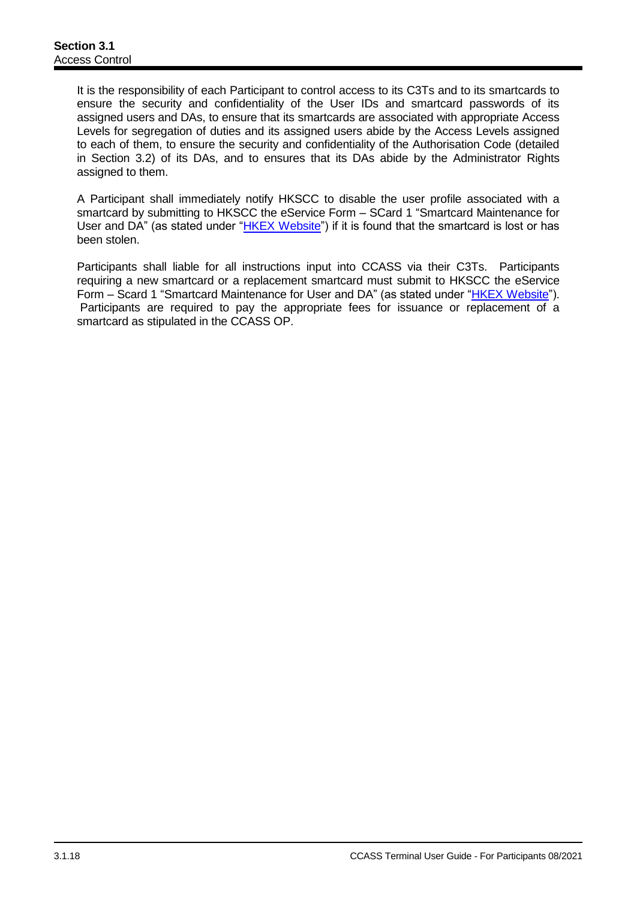It is the responsibility of each Participant to control access to its C3Ts and to its smartcards to ensure the security and confidentiality of the User IDs and smartcard passwords of its assigned users and DAs, to ensure that its smartcards are associated with appropriate Access Levels for segregation of duties and its assigned users abide by the Access Levels assigned to each of them, to ensure the security and confidentiality of the Authorisation Code (detailed in Section 3.2) of its DAs, and to ensures that its DAs abide by the Administrator Rights assigned to them.

A Participant shall immediately notify HKSCC to disable the user profile associated with a smartcard by submitting to HKSCC the eService Form – SCard 1 "Smartcard Maintenance for User and DA" (as stated under "HKEX Website") if it is found that the smartcard is lost or has been stolen.

Participants shall liable for all instructions input into CCASS via their C3Ts. Participants requiring a new smartcard or a replacement smartcard must submit to HKSCC the eService Form – Scard 1 "Smartcard Maintenance for User and DA" (as stated under "HKEX Website"). Participants are required to pay the appropriate fees for issuance or replacement of a smartcard as stipulated in the CCASS OP.